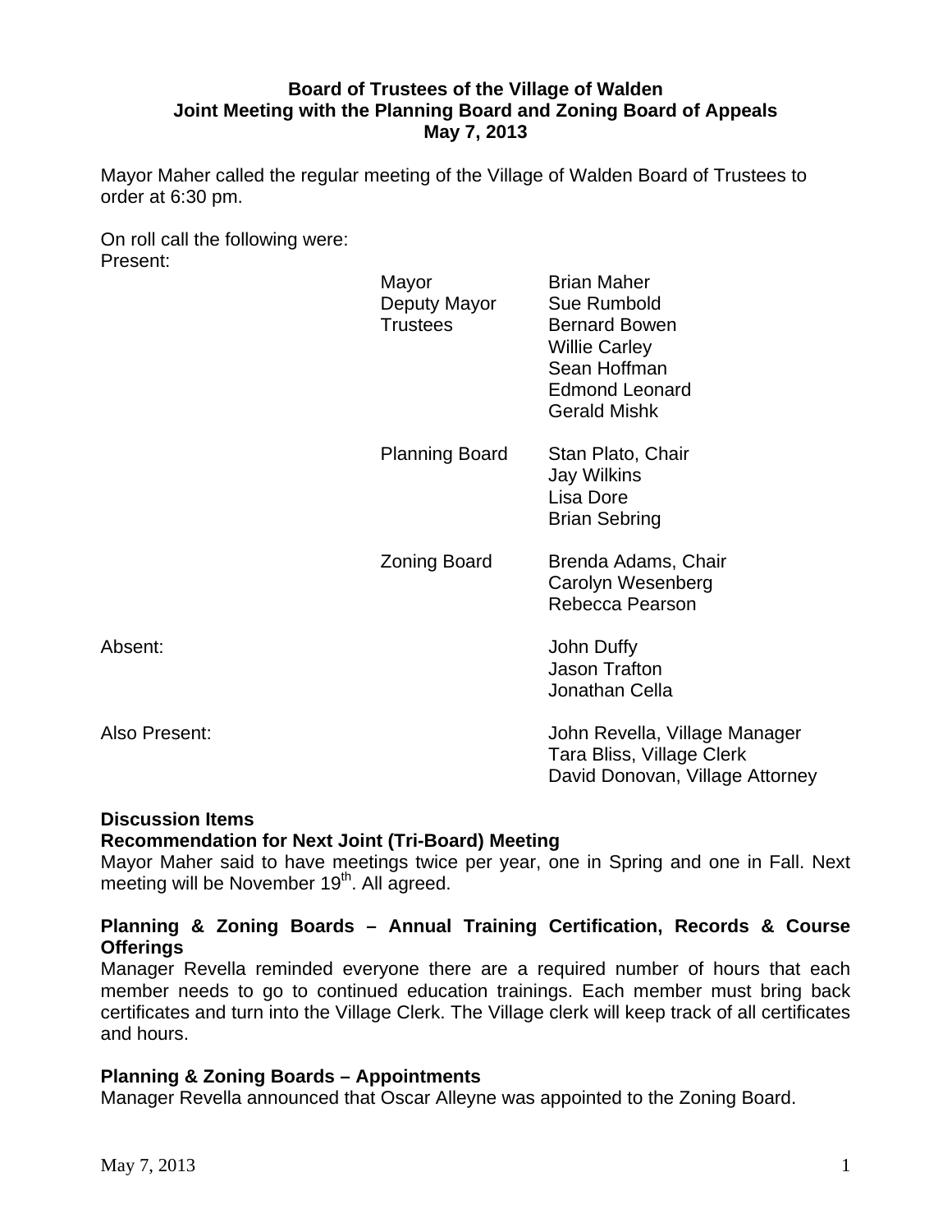**Board of Trustees of the Village of Walden**
**Joint Meeting with the Planning Board and Zoning Board of Appeals**
**May 7, 2013**

Mayor Maher called the regular meeting of the Village of Walden Board of Trustees to order at 6:30 pm.

On roll call the following were:
Present:

| | | |
|---|---|---|
| | Mayor | Brian Maher |
| | Deputy Mayor | Sue Rumbold |
| | Trustees | Bernard Bowen |
| | | Willie Carley |
| | | Sean Hoffman |
| | | Edmond Leonard |
| | | Gerald Mishk |
| | Planning Board | Stan Plato, Chair |
| | | Jay Wilkins |
| | | Lisa Dore |
| | | Brian Sebring |
| | Zoning Board | Brenda Adams, Chair |
| | | Carolyn Wesenberg |
| | | Rebecca Pearson |
| Absent: | | John Duffy |
| | | Jason Trafton |
| | | Jonathan Cella |
| Also Present: | | John Revella, Village Manager |
| | | Tara Bliss, Village Clerk |
| | | David Donovan, Village Attorney |

**Discussion Items**

**Recommendation for Next Joint (Tri-Board) Meeting**

Mayor Maher said to have meetings twice per year, one in Spring and one in Fall. Next meeting will be November 19th. All agreed.

**Planning & Zoning Boards – Annual Training Certification, Records & Course Offerings**

Manager Revella reminded everyone there are a required number of hours that each member needs to go to continued education trainings. Each member must bring back certificates and turn into the Village Clerk. The Village clerk will keep track of all certificates and hours.

**Planning & Zoning Boards – Appointments**

Manager Revella announced that Oscar Alleyne was appointed to the Zoning Board.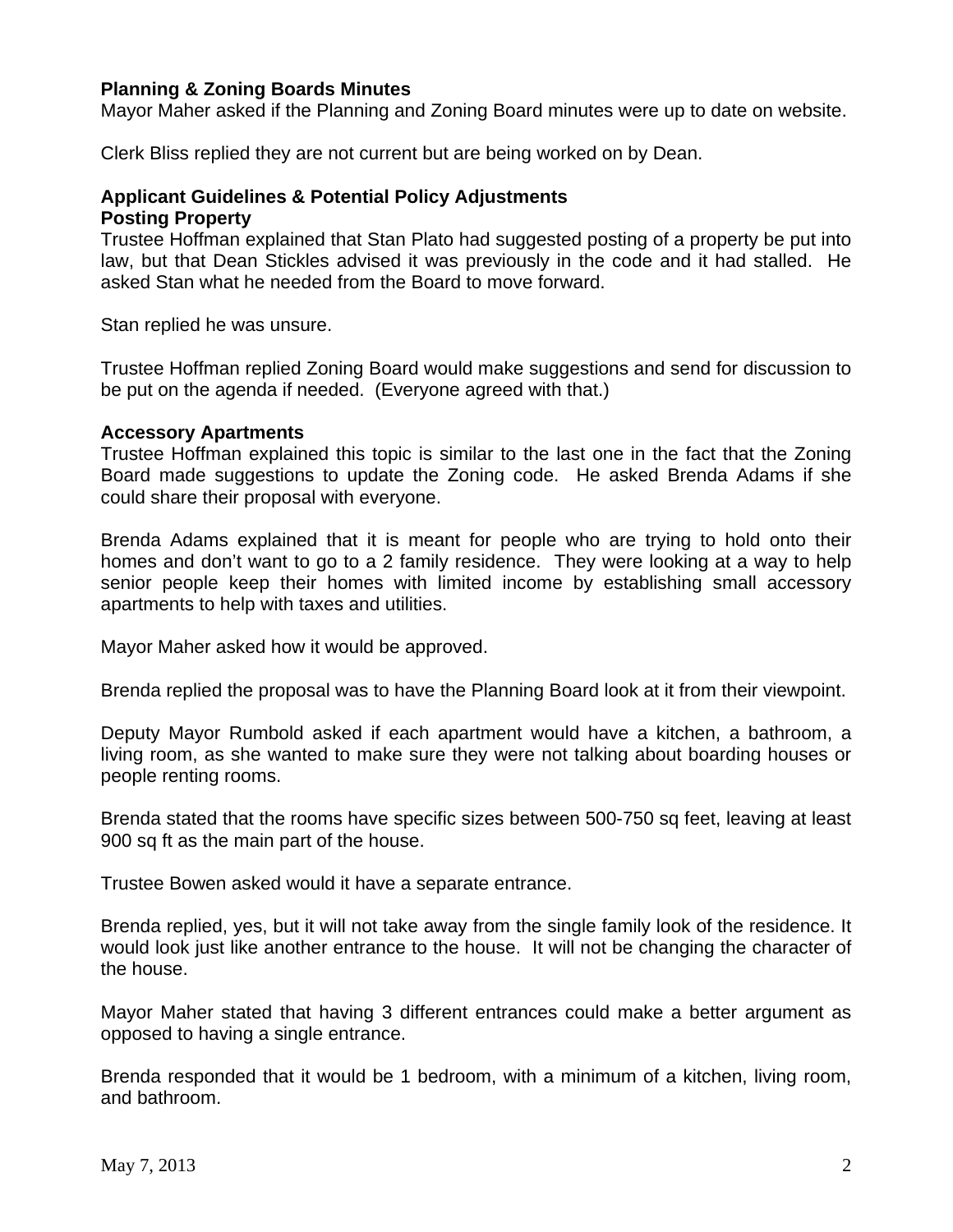**Planning & Zoning Boards Minutes**

Mayor Maher asked if the Planning and Zoning Board minutes were up to date on website.

Clerk Bliss replied they are not current but are being worked on by Dean.

**Applicant Guidelines & Potential Policy Adjustments**

**Posting Property**

Trustee Hoffman explained that Stan Plato had suggested posting of a property be put into law, but that Dean Stickles advised it was previously in the code and it had stalled. He asked Stan what he needed from the Board to move forward.

Stan replied he was unsure.

Trustee Hoffman replied Zoning Board would make suggestions and send for discussion to be put on the agenda if needed. (Everyone agreed with that.)

**Accessory Apartments**

Trustee Hoffman explained this topic is similar to the last one in the fact that the Zoning Board made suggestions to update the Zoning code. He asked Brenda Adams if she could share their proposal with everyone.

Brenda Adams explained that it is meant for people who are trying to hold onto their homes and don't want to go to a 2 family residence. They were looking at a way to help senior people keep their homes with limited income by establishing small accessory apartments to help with taxes and utilities.

Mayor Maher asked how it would be approved.

Brenda replied the proposal was to have the Planning Board look at it from their viewpoint.

Deputy Mayor Rumbold asked if each apartment would have a kitchen, a bathroom, a living room, as she wanted to make sure they were not talking about boarding houses or people renting rooms.

Brenda stated that the rooms have specific sizes between 500-750 sq feet, leaving at least 900 sq ft as the main part of the house.

Trustee Bowen asked would it have a separate entrance.

Brenda replied, yes, but it will not take away from the single family look of the residence. It would look just like another entrance to the house. It will not be changing the character of the house.

Mayor Maher stated that having 3 different entrances could make a better argument as opposed to having a single entrance.

Brenda responded that it would be 1 bedroom, with a minimum of a kitchen, living room, and bathroom.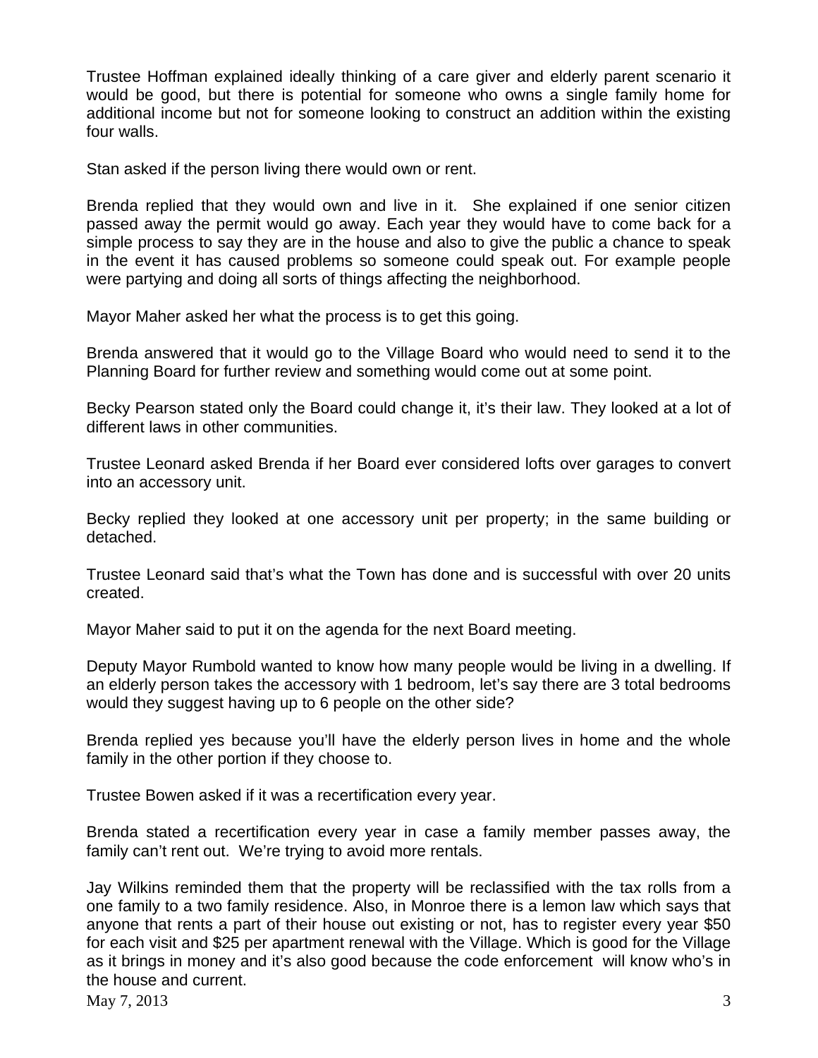Trustee Hoffman explained ideally thinking of a care giver and elderly parent scenario it would be good, but there is potential for someone who owns a single family home for additional income but not for someone looking to construct an addition within the existing four walls.

Stan asked if the person living there would own or rent.

Brenda replied that they would own and live in it. She explained if one senior citizen passed away the permit would go away. Each year they would have to come back for a simple process to say they are in the house and also to give the public a chance to speak in the event it has caused problems so someone could speak out. For example people were partying and doing all sorts of things affecting the neighborhood.

Mayor Maher asked her what the process is to get this going.

Brenda answered that it would go to the Village Board who would need to send it to the Planning Board for further review and something would come out at some point.

Becky Pearson stated only the Board could change it, it's their law. They looked at a lot of different laws in other communities.

Trustee Leonard asked Brenda if her Board ever considered lofts over garages to convert into an accessory unit.

Becky replied they looked at one accessory unit per property; in the same building or detached.

Trustee Leonard said that's what the Town has done and is successful with over 20 units created.

Mayor Maher said to put it on the agenda for the next Board meeting.

Deputy Mayor Rumbold wanted to know how many people would be living in a dwelling. If an elderly person takes the accessory with 1 bedroom, let's say there are 3 total bedrooms would they suggest having up to 6 people on the other side?

Brenda replied yes because you'll have the elderly person lives in home and the whole family in the other portion if they choose to.

Trustee Bowen asked if it was a recertification every year.

Brenda stated a recertification every year in case a family member passes away, the family can't rent out. We're trying to avoid more rentals.

Jay Wilkins reminded them that the property will be reclassified with the tax rolls from a one family to a two family residence. Also, in Monroe there is a lemon law which says that anyone that rents a part of their house out existing or not, has to register every year $50 for each visit and $25 per apartment renewal with the Village. Which is good for the Village as it brings in money and it's also good because the code enforcement will know who's in the house and current.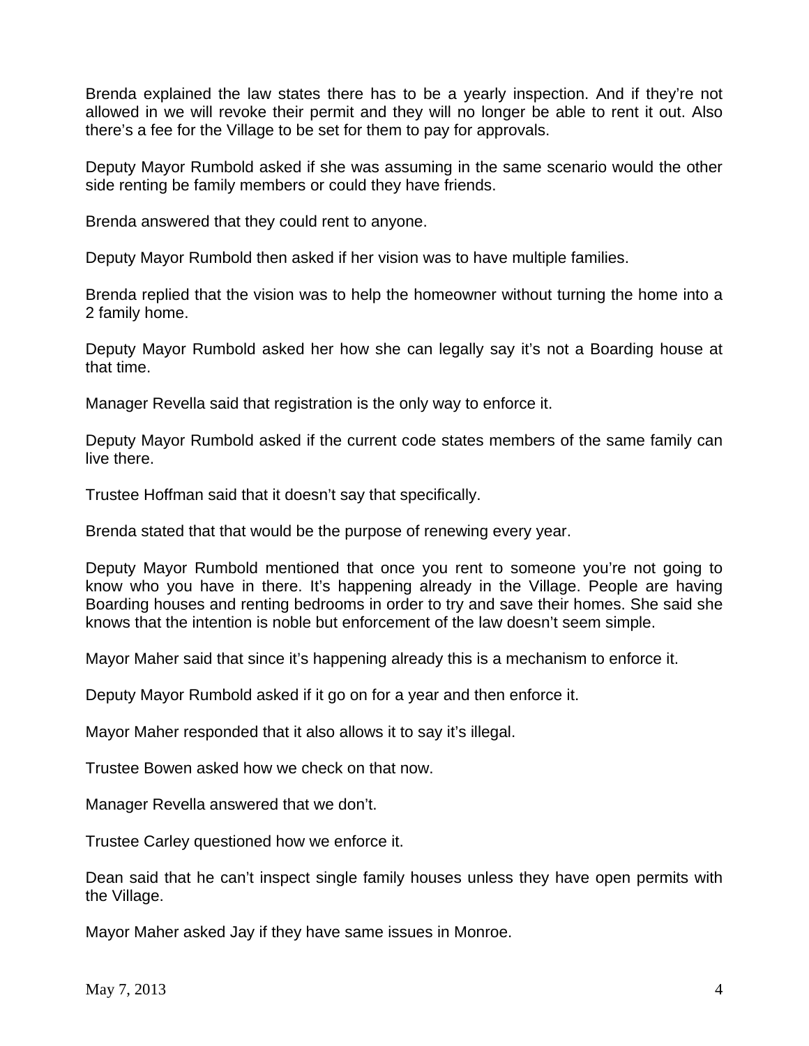Brenda explained the law states there has to be a yearly inspection. And if they're not allowed in we will revoke their permit and they will no longer be able to rent it out. Also there's a fee for the Village to be set for them to pay for approvals.

Deputy Mayor Rumbold asked if she was assuming in the same scenario would the other side renting be family members or could they have friends.

Brenda answered that they could rent to anyone.

Deputy Mayor Rumbold then asked if her vision was to have multiple families.

Brenda replied that the vision was to help the homeowner without turning the home into a 2 family home.

Deputy Mayor Rumbold asked her how she can legally say it's not a Boarding house at that time.

Manager Revella said that registration is the only way to enforce it.

Deputy Mayor Rumbold asked if the current code states members of the same family can live there.

Trustee Hoffman said that it doesn't say that specifically.

Brenda stated that that would be the purpose of renewing every year.

Deputy Mayor Rumbold mentioned that once you rent to someone you're not going to know who you have in there. It's happening already in the Village. People are having Boarding houses and renting bedrooms in order to try and save their homes. She said she knows that the intention is noble but enforcement of the law doesn't seem simple.

Mayor Maher said that since it's happening already this is a mechanism to enforce it.

Deputy Mayor Rumbold asked if it go on for a year and then enforce it.

Mayor Maher responded that it also allows it to say it's illegal.

Trustee Bowen asked how we check on that now.

Manager Revella answered that we don't.

Trustee Carley questioned how we enforce it.

Dean said that he can't inspect single family houses unless they have open permits with the Village.

Mayor Maher asked Jay if they have same issues in Monroe.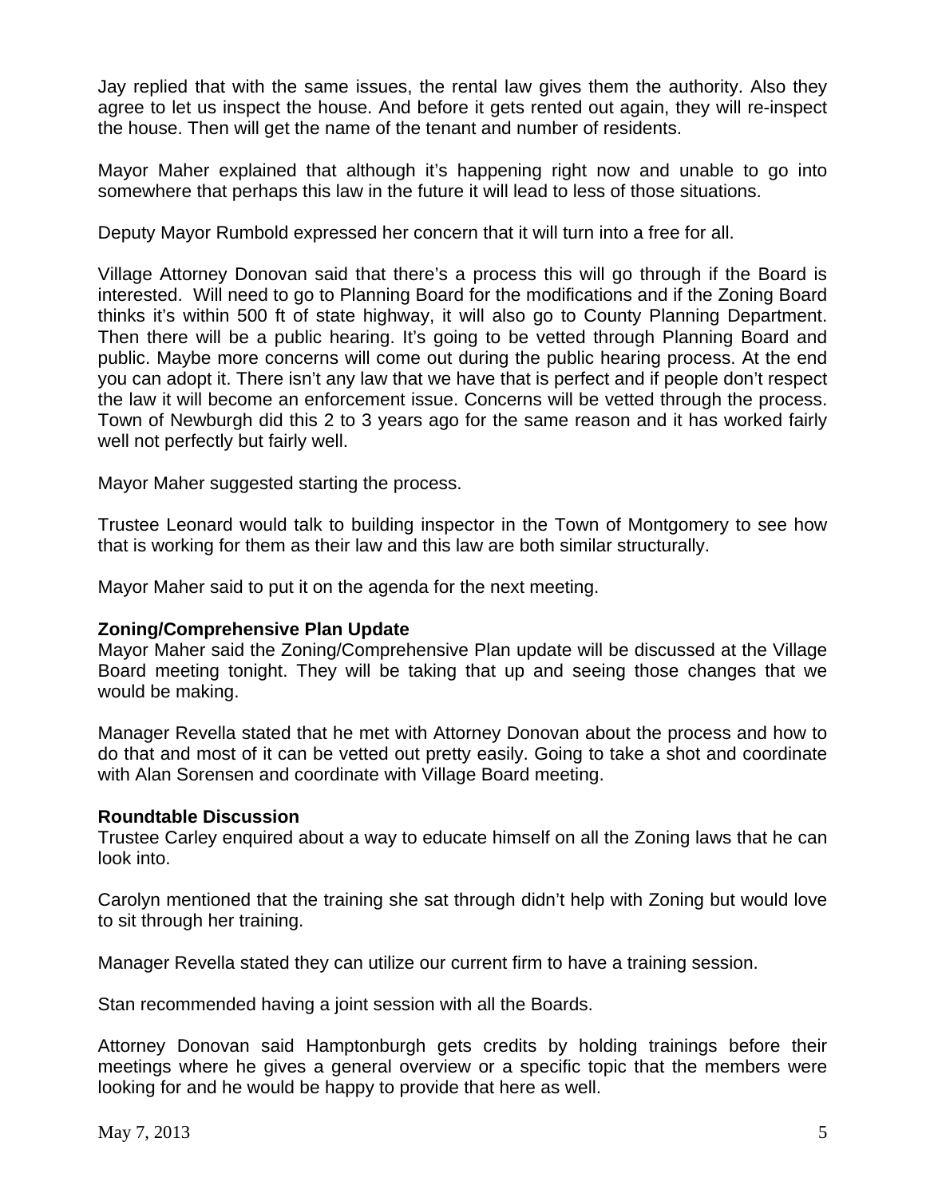Jay replied that with the same issues, the rental law gives them the authority. Also they agree to let us inspect the house. And before it gets rented out again, they will re-inspect the house. Then will get the name of the tenant and number of residents.

Mayor Maher explained that although it's happening right now and unable to go into somewhere that perhaps this law in the future it will lead to less of those situations.

Deputy Mayor Rumbold expressed her concern that it will turn into a free for all.

Village Attorney Donovan said that there's a process this will go through if the Board is interested. Will need to go to Planning Board for the modifications and if the Zoning Board thinks it's within 500 ft of state highway, it will also go to County Planning Department. Then there will be a public hearing. It's going to be vetted through Planning Board and public. Maybe more concerns will come out during the public hearing process. At the end you can adopt it. There isn't any law that we have that is perfect and if people don't respect the law it will become an enforcement issue. Concerns will be vetted through the process. Town of Newburgh did this 2 to 3 years ago for the same reason and it has worked fairly well not perfectly but fairly well.

Mayor Maher suggested starting the process.

Trustee Leonard would talk to building inspector in the Town of Montgomery to see how that is working for them as their law and this law are both similar structurally.

Mayor Maher said to put it on the agenda for the next meeting.

**Zoning/Comprehensive Plan Update**

Mayor Maher said the Zoning/Comprehensive Plan update will be discussed at the Village Board meeting tonight. They will be taking that up and seeing those changes that we would be making.

Manager Revella stated that he met with Attorney Donovan about the process and how to do that and most of it can be vetted out pretty easily. Going to take a shot and coordinate with Alan Sorensen and coordinate with Village Board meeting.

**Roundtable Discussion**

Trustee Carley enquired about a way to educate himself on all the Zoning laws that he can look into.

Carolyn mentioned that the training she sat through didn't help with Zoning but would love to sit through her training.

Manager Revella stated they can utilize our current firm to have a training session.

Stan recommended having a joint session with all the Boards.

Attorney Donovan said Hamptonburgh gets credits by holding trainings before their meetings where he gives a general overview or a specific topic that the members were looking for and he would be happy to provide that here as well.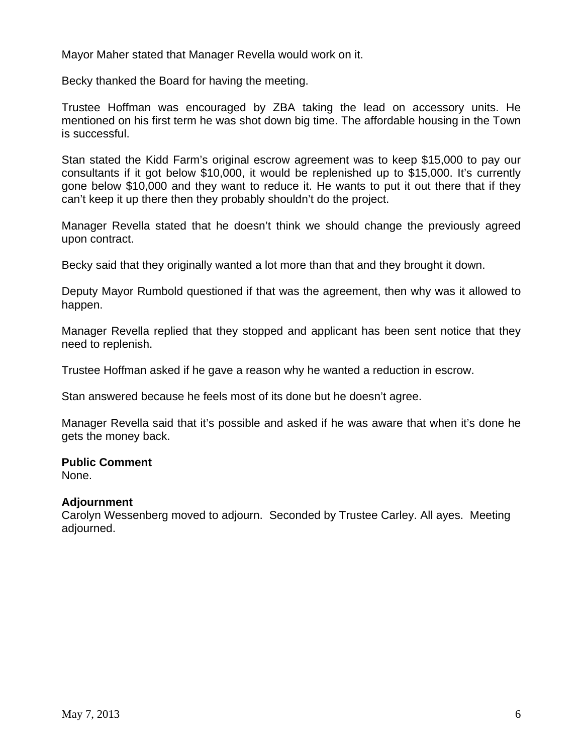Mayor Maher stated that Manager Revella would work on it.

Becky thanked the Board for having the meeting.

Trustee Hoffman was encouraged by ZBA taking the lead on accessory units. He mentioned on his first term he was shot down big time. The affordable housing in the Town is successful.

Stan stated the Kidd Farm's original escrow agreement was to keep $15,000 to pay our consultants if it got below $10,000, it would be replenished up to $15,000. It's currently gone below $10,000 and they want to reduce it. He wants to put it out there that if they can't keep it up there then they probably shouldn't do the project.

Manager Revella stated that he doesn't think we should change the previously agreed upon contract.

Becky said that they originally wanted a lot more than that and they brought it down.

Deputy Mayor Rumbold questioned if that was the agreement, then why was it allowed to happen.

Manager Revella replied that they stopped and applicant has been sent notice that they need to replenish.

Trustee Hoffman asked if he gave a reason why he wanted a reduction in escrow.

Stan answered because he feels most of its done but he doesn't agree.

Manager Revella said that it's possible and asked if he was aware that when it's done he gets the money back.

**Public Comment**
None.

**Adjournment**
Carolyn Wessenberg moved to adjourn. Seconded by Trustee Carley. All ayes. Meeting adjourned.